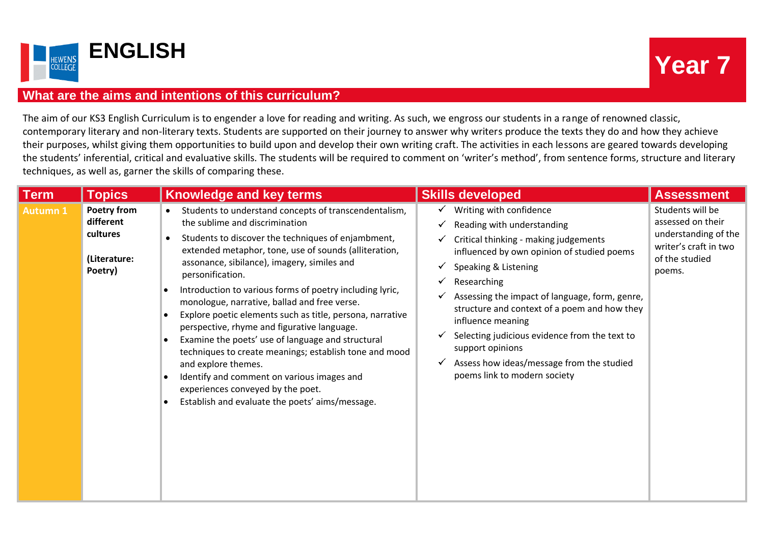# ENGLISH

HEWENS COLLEGE

**Year 7**

## What are the aims and intentions of this curriculum?

The aim of our KS3 English Curriculum is to engender a love for reading and writing. As such, we engross our students in a range of renowned classic, contemporary literary and non-literary texts. Students are supported on their journey to answer why writers produce the texts they do and how they achieve their purposes, whilst giving them opportunities to build upon and develop their own writing craft. The activities in each lessons are geared towards developing the students' inferential, critical and evaluative skills. The students will be required to comment on 'writer's method', from sentence forms, structure and literary techniques, as well as, garner the skills of comparing these.

| Term | Topics | Knowledge and key terms | Skills developed | Assessment |
|---|---|---|---|---|
| Autumn 1 | **Poetry from different cultures**<br><br>**(Literature: Poetry)** | • Students to understand concepts of transcendentalism, the sublime and discrimination<br>• Students to discover the techniques of enjambment, extended metaphor, tone, use of sounds (alliteration, assonance, sibilance), imagery, similes and personification.<br>• Introduction to various forms of poetry including lyric, monologue, narrative, ballad and free verse.<br>• Explore poetic elements such as title, persona, narrative perspective, rhyme and figurative language.<br>• Examine the poets' use of language and structural techniques to create meanings; establish tone and mood and explore themes.<br>• Identify and comment on various images and experiences conveyed by the poet.<br>• Establish and evaluate the poets' aims/message. | ✓ Writing with confidence<br>✓ Reading with understanding<br>✓ Critical thinking - making judgements influenced by own opinion of studied poems<br>✓ Speaking & Listening<br>✓ Researching<br>✓ Assessing the impact of language, form, genre, structure and context of a poem and how they influence meaning<br>✓ Selecting judicious evidence from the text to support opinions<br>✓ Assess how ideas/message from the studied poems link to modern society | Students will be assessed on their understanding of the writer's craft in two of the studied poems. |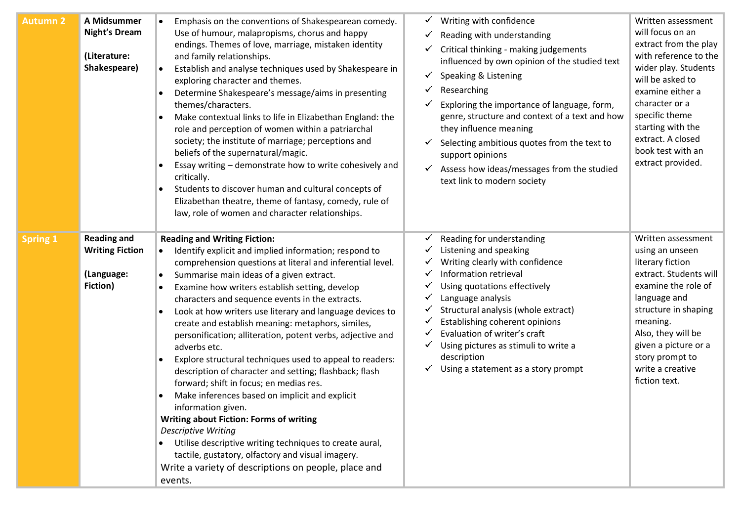| Autumn 2 | A Midsummer Night's Dream<br><br>(Literature: Shakespeare) | • Emphasis on the conventions of Shakespearean comedy. Use of humour, malapropisms, chorus and happy endings. Themes of love, marriage, mistaken identity and family relationships.<br>• Establish and analyse techniques used by Shakespeare in exploring character and themes.<br>• Determine Shakespeare's message/aims in presenting themes/characters.<br>• Make contextual links to life in Elizabethan England: the role and perception of women within a patriarchal society; the institute of marriage; perceptions and beliefs of the supernatural/magic.<br>• Essay writing – demonstrate how to write cohesively and critically.<br>• Students to discover human and cultural concepts of Elizabethan theatre, theme of fantasy, comedy, rule of law, role of women and character relationships. | ✓ Writing with confidence<br>✓ Reading with understanding<br>✓ Critical thinking - making judgements influenced by own opinion of the studied text<br>✓ Speaking & Listening<br>✓ Researching<br>✓ Exploring the importance of language, form, genre, structure and context of a text and how they influence meaning<br>✓ Selecting ambitious quotes from the text to support opinions<br>✓ Assess how ideas/messages from the studied text link to modern society | Written assessment will focus on an extract from the play with reference to the wider play. Students will be asked to examine either a character or a specific theme starting with the extract. A closed book test with an extract provided. |
|---|---|---|---|---|
| Spring 1 | Reading and Writing Fiction<br><br>(Language: Fiction) | **Reading and Writing Fiction:**<br>• Identify explicit and implied information; respond to comprehension questions at literal and inferential level.<br>• Summarise main ideas of a given extract.<br>• Examine how writers establish setting, develop characters and sequence events in the extracts.<br>• Look at how writers use literary and language devices to create and establish meaning: metaphors, similes, personification; alliteration, potent verbs, adjective and adverbs etc.<br>• Explore structural techniques used to appeal to readers: description of character and setting; flashback; flash forward; shift in focus; en medias res.<br>• Make inferences based on implicit and explicit information given.<br>**Writing about Fiction: Forms of writing**<br>*Descriptive Writing*<br>• Utilise descriptive writing techniques to create aural, tactile, gustatory, olfactory and visual imagery.<br>Write a variety of descriptions on people, place and events. | ✓ Reading for understanding<br>✓ Listening and speaking<br>✓ Writing clearly with confidence<br>✓ Information retrieval<br>✓ Using quotations effectively<br>✓ Language analysis<br>✓ Structural analysis (whole extract)<br>✓ Establishing coherent opinions<br>✓ Evaluation of writer's craft<br>✓ Using pictures as stimuli to write a description<br>✓ Using a statement as a story prompt | Written assessment using an unseen literary fiction extract. Students will examine the role of language and structure in shaping meaning.<br>Also, they will be given a picture or a story prompt to write a creative fiction text. |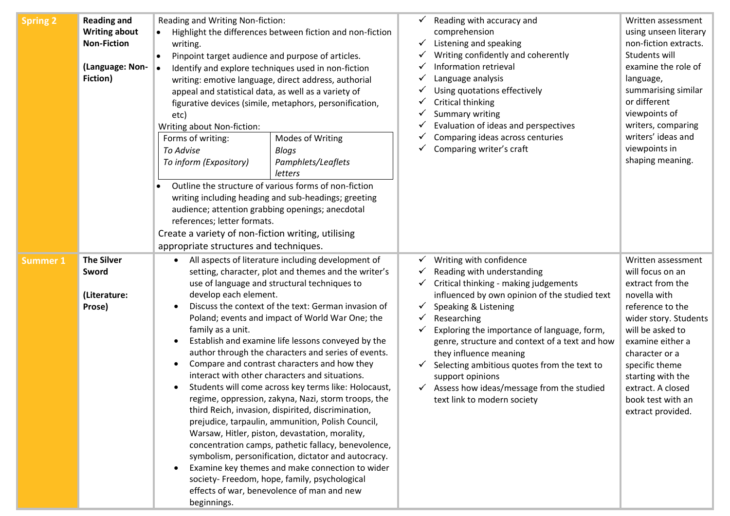| | | | | |
|---|---|---|---|---|
| **Spring 2** | **Reading and Writing about Non-Fiction**<br><br>**(Language: Non-Fiction)** | Reading and Writing Non-fiction:<br>• Highlight the differences between fiction and non-fiction writing.<br>• Pinpoint target audience and purpose of articles.<br>• Identify and explore techniques used in non-fiction writing: emotive language, direct address, authorial appeal and statistical data, as well as a variety of figurative devices (simile, metaphors, personification, etc)<br>Writing about Non-fiction:<br>Forms of writing: *To Advise*, *To inform (Expository)* — Modes of Writing: *Blogs*, *Pamphlets/Leaflets*, *letters*<br>• Outline the structure of various forms of non-fiction writing including heading and sub-headings; greeting audience; attention grabbing openings; anecdotal references; letter formats.<br>Create a variety of non-fiction writing, utilising appropriate structures and techniques. | ✓ Reading with accuracy and comprehension<br>✓ Listening and speaking<br>✓ Writing confidently and coherently<br>✓ Information retrieval<br>✓ Language analysis<br>✓ Using quotations effectively<br>✓ Critical thinking<br>✓ Summary writing<br>✓ Evaluation of ideas and perspectives<br>✓ Comparing ideas across centuries<br>✓ Comparing writer's craft | Written assessment using unseen literary non-fiction extracts. Students will examine the role of language, summarising similar or different viewpoints of writers, comparing writers' ideas and viewpoints in shaping meaning. |
| **Summer 1** | **The Silver Sword**<br><br>**(Literature: Prose)** | • All aspects of literature including development of setting, character, plot and themes and the writer's use of language and structural techniques to develop each element.<br>• Discuss the context of the text: German invasion of Poland; events and impact of World War One; the family as a unit.<br>• Establish and examine life lessons conveyed by the author through the characters and series of events.<br>• Compare and contrast characters and how they interact with other characters and situations.<br>• Students will come across key terms like: Holocaust, regime, oppression, zakyna, Nazi, storm troops, the third Reich, invasion, dispirited, discrimination, prejudice, tarpaulin, ammunition, Polish Council, Warsaw, Hitler, piston, devastation, morality, concentration camps, pathetic fallacy, benevolence, symbolism, personification, dictator and autocracy.<br>• Examine key themes and make connection to wider society- Freedom, hope, family, psychological effects of war, benevolence of man and new beginnings. | ✓ Writing with confidence<br>✓ Reading with understanding<br>✓ Critical thinking - making judgements influenced by own opinion of the studied text<br>✓ Speaking & Listening<br>✓ Researching<br>✓ Exploring the importance of language, form, genre, structure and context of a text and how they influence meaning<br>✓ Selecting ambitious quotes from the text to support opinions<br>✓ Assess how ideas/message from the studied text link to modern society | Written assessment will focus on an extract from the novella with reference to the wider story. Students will be asked to examine either a character or a specific theme starting with the extract. A closed book test with an extract provided. |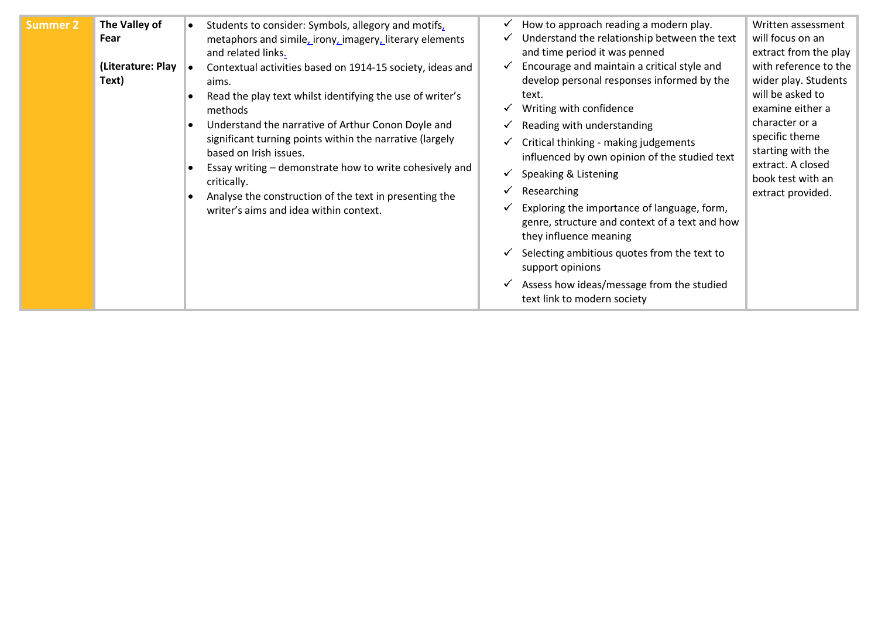| | | | | |
|---|---|---|---|---|
| **Summer 2** | **The Valley of Fear**<br><br>**(Literature: Play Text)** | • Students to consider: Symbols, allegory and motifs, metaphors and simile, irony, imagery, literary elements and related links.<br>• Contextual activities based on 1914-15 society, ideas and aims.<br>• Read the play text whilst identifying the use of writer's methods<br>• Understand the narrative of Arthur Conon Doyle and significant turning points within the narrative (largely based on Irish issues.<br>• Essay writing – demonstrate how to write cohesively and critically.<br>• Analyse the construction of the text in presenting the writer's aims and idea within context. | ✓ How to approach reading a modern play.<br>✓ Understand the relationship between the text and time period it was penned<br>✓ Encourage and maintain a critical style and develop personal responses informed by the text.<br>✓ Writing with confidence<br>✓ Reading with understanding<br>✓ Critical thinking - making judgements influenced by own opinion of the studied text<br>✓ Speaking & Listening<br>✓ Researching<br>✓ Exploring the importance of language, form, genre, structure and context of a text and how they influence meaning<br>✓ Selecting ambitious quotes from the text to support opinions<br>✓ Assess how ideas/message from the studied text link to modern society | Written assessment will focus on an extract from the play with reference to the wider play. Students will be asked to examine either a character or a specific theme starting with the extract. A closed book test with an extract provided. |